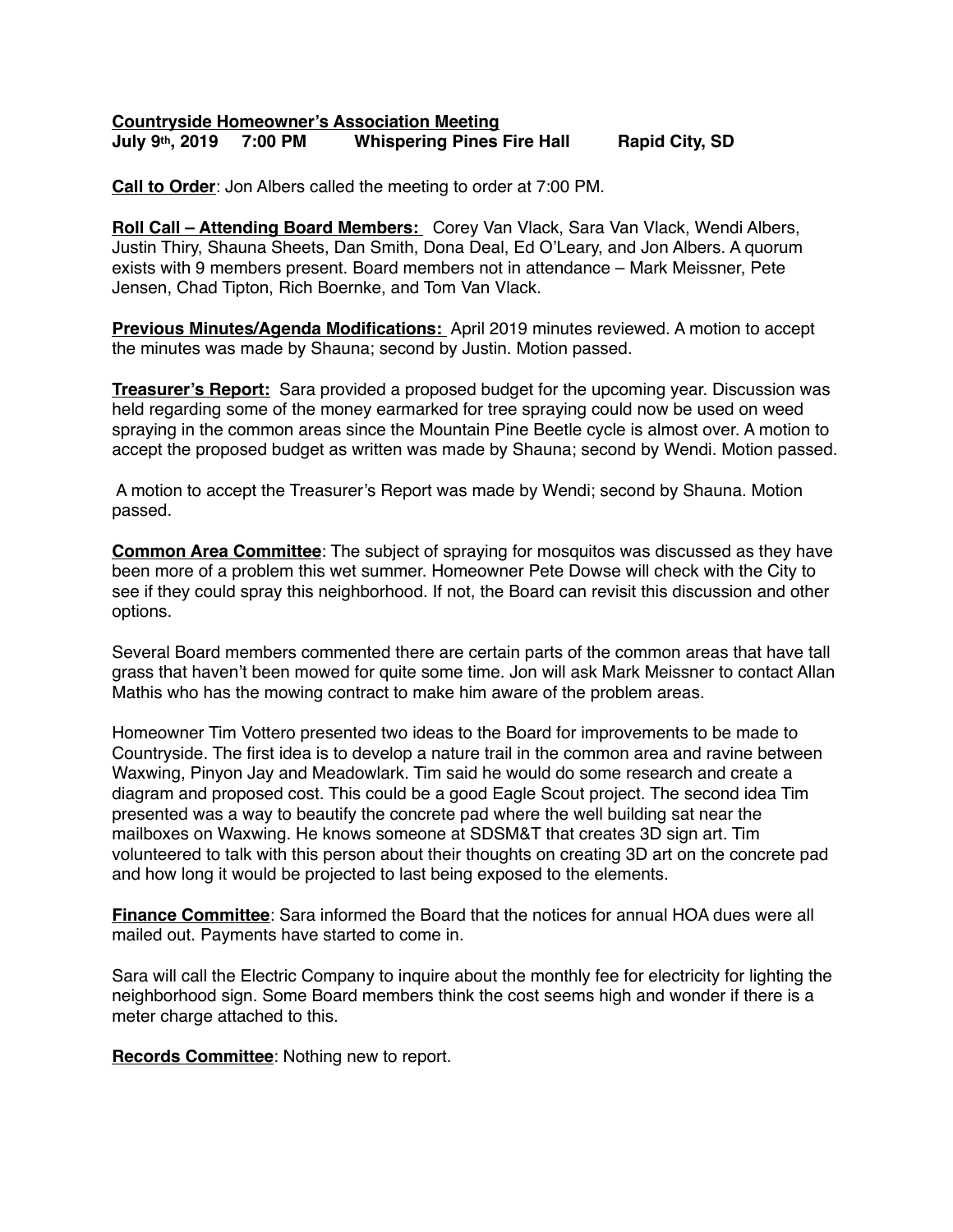**Countryside Homeowner's Association Meeting**
**July 9th, 2019 7:00 PM Whispering Pines Fire Hall Rapid City, SD**

**Call to Order**: Jon Albers called the meeting to order at 7:00 PM.

**Roll Call – Attending Board Members:** Corey Van Vlack, Sara Van Vlack, Wendi Albers, Justin Thiry, Shauna Sheets, Dan Smith, Dona Deal, Ed O'Leary, and Jon Albers. A quorum exists with 9 members present. Board members not in attendance – Mark Meissner, Pete Jensen, Chad Tipton, Rich Boernke, and Tom Van Vlack.

**Previous Minutes/Agenda Modifications:** April 2019 minutes reviewed. A motion to accept the minutes was made by Shauna; second by Justin. Motion passed.

**Treasurer's Report:** Sara provided a proposed budget for the upcoming year. Discussion was held regarding some of the money earmarked for tree spraying could now be used on weed spraying in the common areas since the Mountain Pine Beetle cycle is almost over. A motion to accept the proposed budget as written was made by Shauna; second by Wendi. Motion passed.

A motion to accept the Treasurer's Report was made by Wendi; second by Shauna. Motion passed.

**Common Area Committee**: The subject of spraying for mosquitos was discussed as they have been more of a problem this wet summer. Homeowner Pete Dowse will check with the City to see if they could spray this neighborhood. If not, the Board can revisit this discussion and other options.

Several Board members commented there are certain parts of the common areas that have tall grass that haven't been mowed for quite some time. Jon will ask Mark Meissner to contact Allan Mathis who has the mowing contract to make him aware of the problem areas.

Homeowner Tim Vottero presented two ideas to the Board for improvements to be made to Countryside. The first idea is to develop a nature trail in the common area and ravine between Waxwing, Pinyon Jay and Meadowlark. Tim said he would do some research and create a diagram and proposed cost. This could be a good Eagle Scout project. The second idea Tim presented was a way to beautify the concrete pad where the well building sat near the mailboxes on Waxwing. He knows someone at SDSM&T that creates 3D sign art. Tim volunteered to talk with this person about their thoughts on creating 3D art on the concrete pad and how long it would be projected to last being exposed to the elements.

**Finance Committee**: Sara informed the Board that the notices for annual HOA dues were all mailed out. Payments have started to come in.

Sara will call the Electric Company to inquire about the monthly fee for electricity for lighting the neighborhood sign. Some Board members think the cost seems high and wonder if there is a meter charge attached to this.

**Records Committee**: Nothing new to report.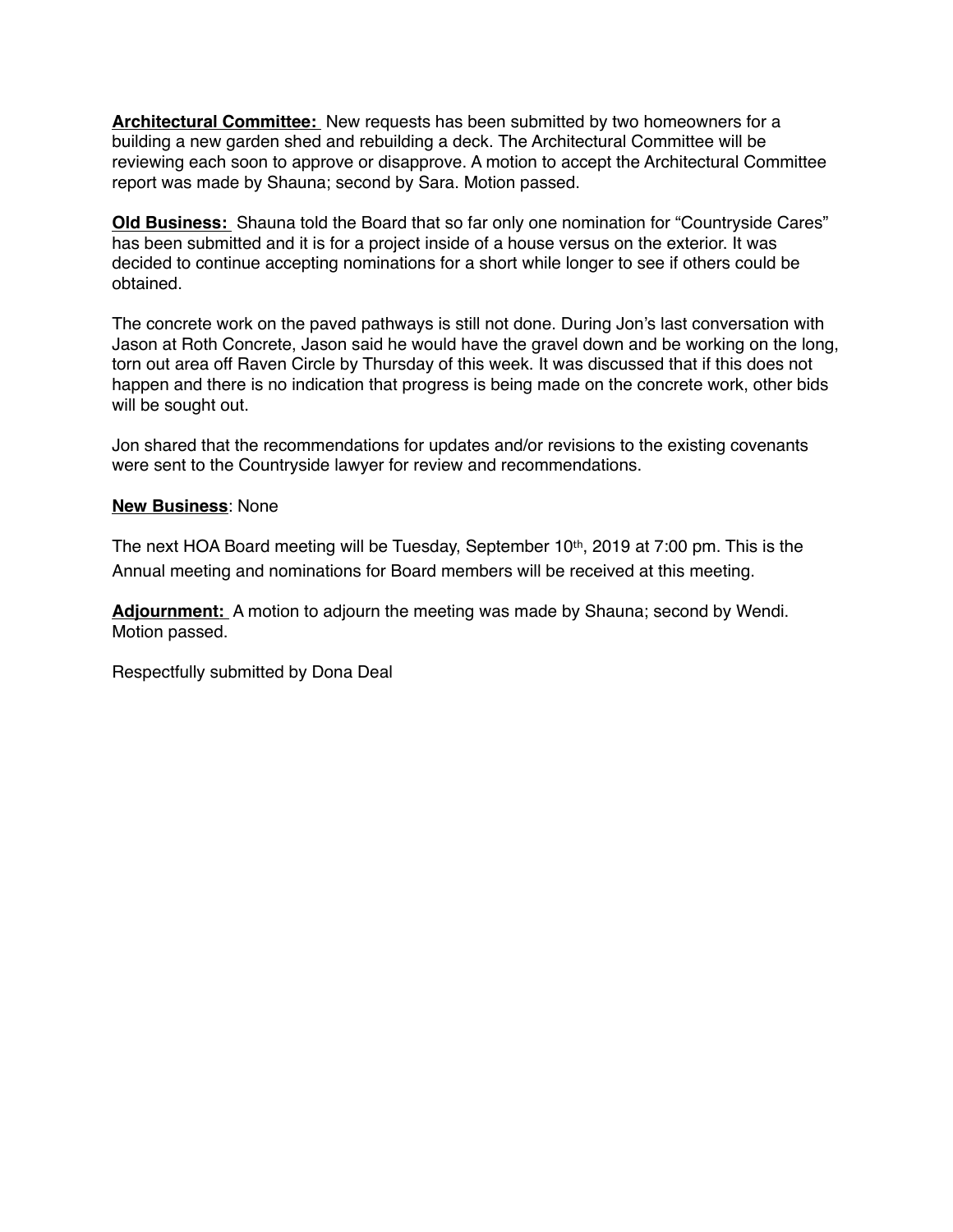**Architectural Committee:** New requests has been submitted by two homeowners for a building a new garden shed and rebuilding a deck. The Architectural Committee will be reviewing each soon to approve or disapprove. A motion to accept the Architectural Committee report was made by Shauna; second by Sara. Motion passed.

**Old Business:** Shauna told the Board that so far only one nomination for "Countryside Cares" has been submitted and it is for a project inside of a house versus on the exterior. It was decided to continue accepting nominations for a short while longer to see if others could be obtained.

The concrete work on the paved pathways is still not done. During Jon's last conversation with Jason at Roth Concrete, Jason said he would have the gravel down and be working on the long, torn out area off Raven Circle by Thursday of this week. It was discussed that if this does not happen and there is no indication that progress is being made on the concrete work, other bids will be sought out.

Jon shared that the recommendations for updates and/or revisions to the existing covenants were sent to the Countryside lawyer for review and recommendations.

**New Business**: None

The next HOA Board meeting will be Tuesday, September 10th, 2019 at 7:00 pm. This is the Annual meeting and nominations for Board members will be received at this meeting.

**Adjournment:** A motion to adjourn the meeting was made by Shauna; second by Wendi. Motion passed.

Respectfully submitted by Dona Deal